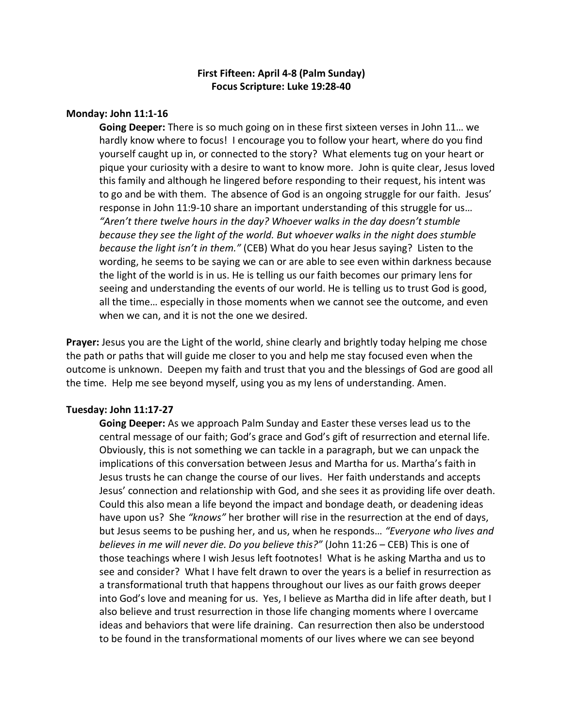# First Fifteen: April 4-8 (Palm Sunday)
## Focus Scripture: Luke 19:28-40

### Monday: John 11:1-16

**Going Deeper:** There is so much going on in these first sixteen verses in John 11… we hardly know where to focus! I encourage you to follow your heart, where do you find yourself caught up in, or connected to the story? What elements tug on your heart or pique your curiosity with a desire to want to know more. John is quite clear, Jesus loved this family and although he lingered before responding to their request, his intent was to go and be with them. The absence of God is an ongoing struggle for our faith. Jesus' response in John 11:9-10 share an important understanding of this struggle for us… *"Aren't there twelve hours in the day? Whoever walks in the day doesn't stumble because they see the light of the world. But whoever walks in the night does stumble because the light isn't in them."* (CEB) What do you hear Jesus saying? Listen to the wording, he seems to be saying we can or are able to see even within darkness because the light of the world is in us. He is telling us our faith becomes our primary lens for seeing and understanding the events of our world. He is telling us to trust God is good, all the time… especially in those moments when we cannot see the outcome, and even when we can, and it is not the one we desired.

**Prayer:** Jesus you are the Light of the world, shine clearly and brightly today helping me chose the path or paths that will guide me closer to you and help me stay focused even when the outcome is unknown. Deepen my faith and trust that you and the blessings of God are good all the time. Help me see beyond myself, using you as my lens of understanding. Amen.

### Tuesday: John 11:17-27

**Going Deeper:** As we approach Palm Sunday and Easter these verses lead us to the central message of our faith; God's grace and God's gift of resurrection and eternal life. Obviously, this is not something we can tackle in a paragraph, but we can unpack the implications of this conversation between Jesus and Martha for us. Martha's faith in Jesus trusts he can change the course of our lives. Her faith understands and accepts Jesus' connection and relationship with God, and she sees it as providing life over death. Could this also mean a life beyond the impact and bondage death, or deadening ideas have upon us? She *"knows"* her brother will rise in the resurrection at the end of days, but Jesus seems to be pushing her, and us, when he responds… *"Everyone who lives and believes in me will never die. Do you believe this?"* (John 11:26 – CEB) This is one of those teachings where I wish Jesus left footnotes! What is he asking Martha and us to see and consider? What I have felt drawn to over the years is a belief in resurrection as a transformational truth that happens throughout our lives as our faith grows deeper into God's love and meaning for us. Yes, I believe as Martha did in life after death, but I also believe and trust resurrection in those life changing moments where I overcame ideas and behaviors that were life draining. Can resurrection then also be understood to be found in the transformational moments of our lives where we can see beyond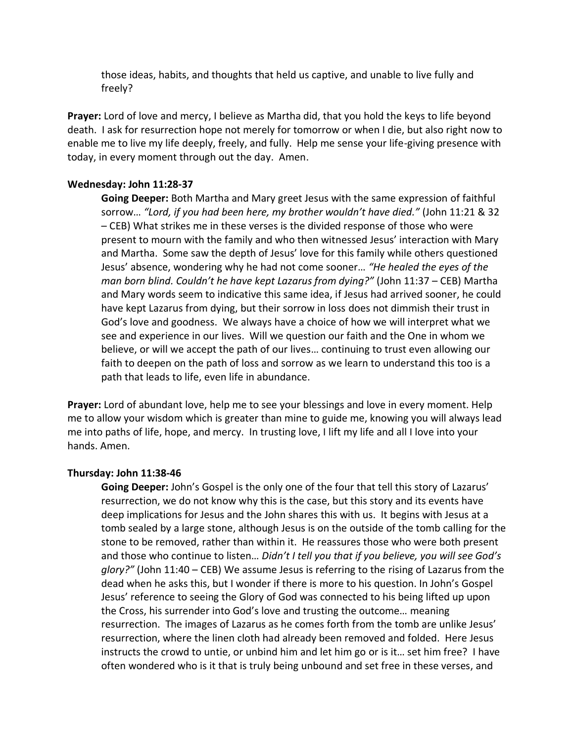those ideas, habits, and thoughts that held us captive, and unable to live fully and freely?

**Prayer:** Lord of love and mercy, I believe as Martha did, that you hold the keys to life beyond death. I ask for resurrection hope not merely for tomorrow or when I die, but also right now to enable me to live my life deeply, freely, and fully. Help me sense your life-giving presence with today, in every moment through out the day. Amen.

**Wednesday: John 11:28-37**

**Going Deeper:** Both Martha and Mary greet Jesus with the same expression of faithful sorrow… *"Lord, if you had been here, my brother wouldn't have died."* (John 11:21 & 32 – CEB) What strikes me in these verses is the divided response of those who were present to mourn with the family and who then witnessed Jesus' interaction with Mary and Martha. Some saw the depth of Jesus' love for this family while others questioned Jesus' absence, wondering why he had not come sooner… *"He healed the eyes of the man born blind. Couldn't he have kept Lazarus from dying?"* (John 11:37 – CEB) Martha and Mary words seem to indicative this same idea, if Jesus had arrived sooner, he could have kept Lazarus from dying, but their sorrow in loss does not dimmish their trust in God's love and goodness. We always have a choice of how we will interpret what we see and experience in our lives. Will we question our faith and the One in whom we believe, or will we accept the path of our lives… continuing to trust even allowing our faith to deepen on the path of loss and sorrow as we learn to understand this too is a path that leads to life, even life in abundance.

**Prayer:** Lord of abundant love, help me to see your blessings and love in every moment. Help me to allow your wisdom which is greater than mine to guide me, knowing you will always lead me into paths of life, hope, and mercy. In trusting love, I lift my life and all I love into your hands. Amen.

**Thursday: John 11:38-46**

**Going Deeper:** John's Gospel is the only one of the four that tell this story of Lazarus' resurrection, we do not know why this is the case, but this story and its events have deep implications for Jesus and the John shares this with us. It begins with Jesus at a tomb sealed by a large stone, although Jesus is on the outside of the tomb calling for the stone to be removed, rather than within it. He reassures those who were both present and those who continue to listen… *Didn't I tell you that if you believe, you will see God's glory?"* (John 11:40 – CEB) We assume Jesus is referring to the rising of Lazarus from the dead when he asks this, but I wonder if there is more to his question. In John's Gospel Jesus' reference to seeing the Glory of God was connected to his being lifted up upon the Cross, his surrender into God's love and trusting the outcome… meaning resurrection. The images of Lazarus as he comes forth from the tomb are unlike Jesus' resurrection, where the linen cloth had already been removed and folded. Here Jesus instructs the crowd to untie, or unbind him and let him go or is it… set him free? I have often wondered who is it that is truly being unbound and set free in these verses, and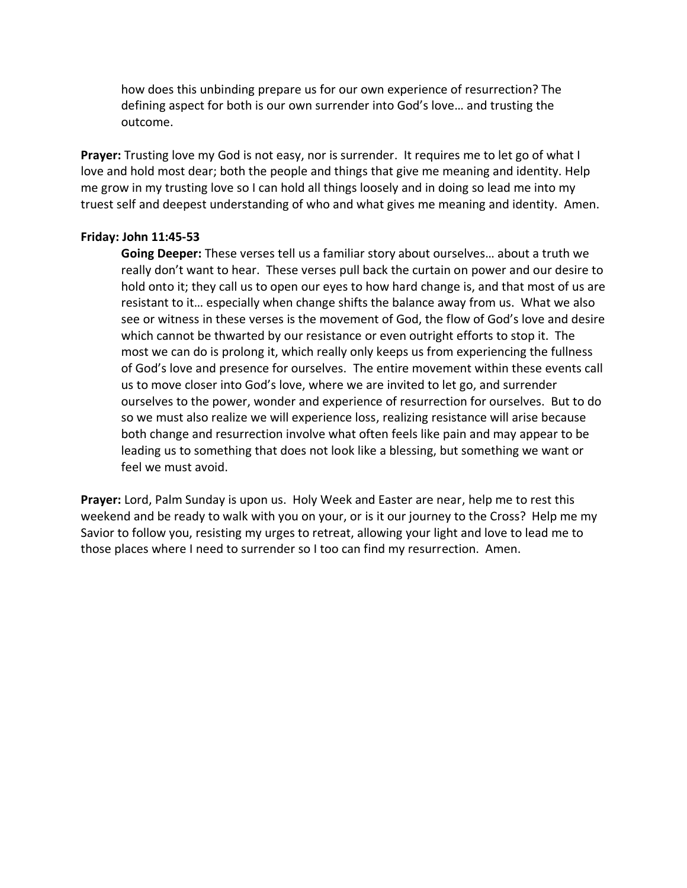how does this unbinding prepare us for our own experience of resurrection? The defining aspect for both is our own surrender into God's love… and trusting the outcome.

**Prayer:** Trusting love my God is not easy, nor is surrender. It requires me to let go of what I love and hold most dear; both the people and things that give me meaning and identity. Help me grow in my trusting love so I can hold all things loosely and in doing so lead me into my truest self and deepest understanding of who and what gives me meaning and identity. Amen.

**Friday: John 11:45-53**

**Going Deeper:** These verses tell us a familiar story about ourselves… about a truth we really don't want to hear. These verses pull back the curtain on power and our desire to hold onto it; they call us to open our eyes to how hard change is, and that most of us are resistant to it… especially when change shifts the balance away from us. What we also see or witness in these verses is the movement of God, the flow of God's love and desire which cannot be thwarted by our resistance or even outright efforts to stop it. The most we can do is prolong it, which really only keeps us from experiencing the fullness of God's love and presence for ourselves. The entire movement within these events call us to move closer into God's love, where we are invited to let go, and surrender ourselves to the power, wonder and experience of resurrection for ourselves. But to do so we must also realize we will experience loss, realizing resistance will arise because both change and resurrection involve what often feels like pain and may appear to be leading us to something that does not look like a blessing, but something we want or feel we must avoid.

**Prayer:** Lord, Palm Sunday is upon us. Holy Week and Easter are near, help me to rest this weekend and be ready to walk with you on your, or is it our journey to the Cross? Help me my Savior to follow you, resisting my urges to retreat, allowing your light and love to lead me to those places where I need to surrender so I too can find my resurrection. Amen.